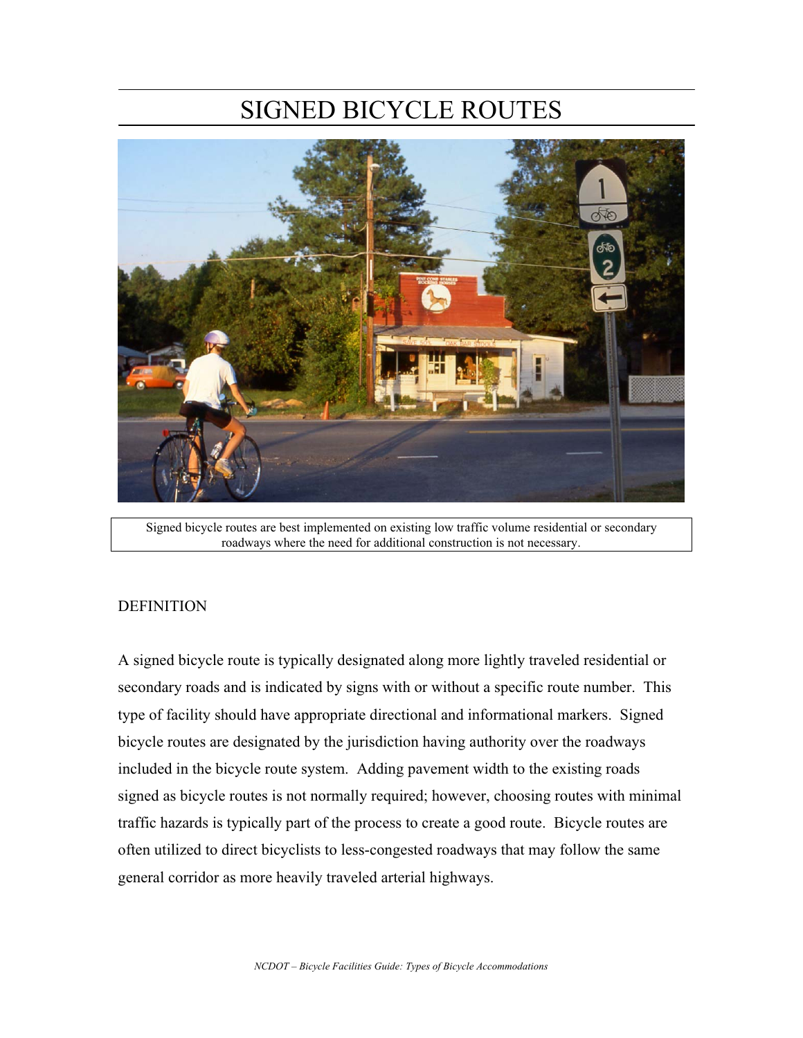# SIGNED BICYCLE ROUTES

Signed bicycle routes are best implemented on existing low traffic volume residential or secondary roadways where the need for additional construction is not necessary.

## DEFINITION

A signed bicycle route is typically designated along more lightly traveled residential or secondary roads and is indicated by signs with or without a specific route number. This type of facility should have appropriate directional and informational markers. Signed bicycle routes are designated by the jurisdiction having authority over the roadways included in the bicycle route system. Adding pavement width to the existing roads signed as bicycle routes is not normally required; however, choosing routes with minimal traffic hazards is typically part of the process to create a good route. Bicycle routes are often utilized to direct bicyclists to less-congested roadways that may follow the same general corridor as more heavily traveled arterial highways.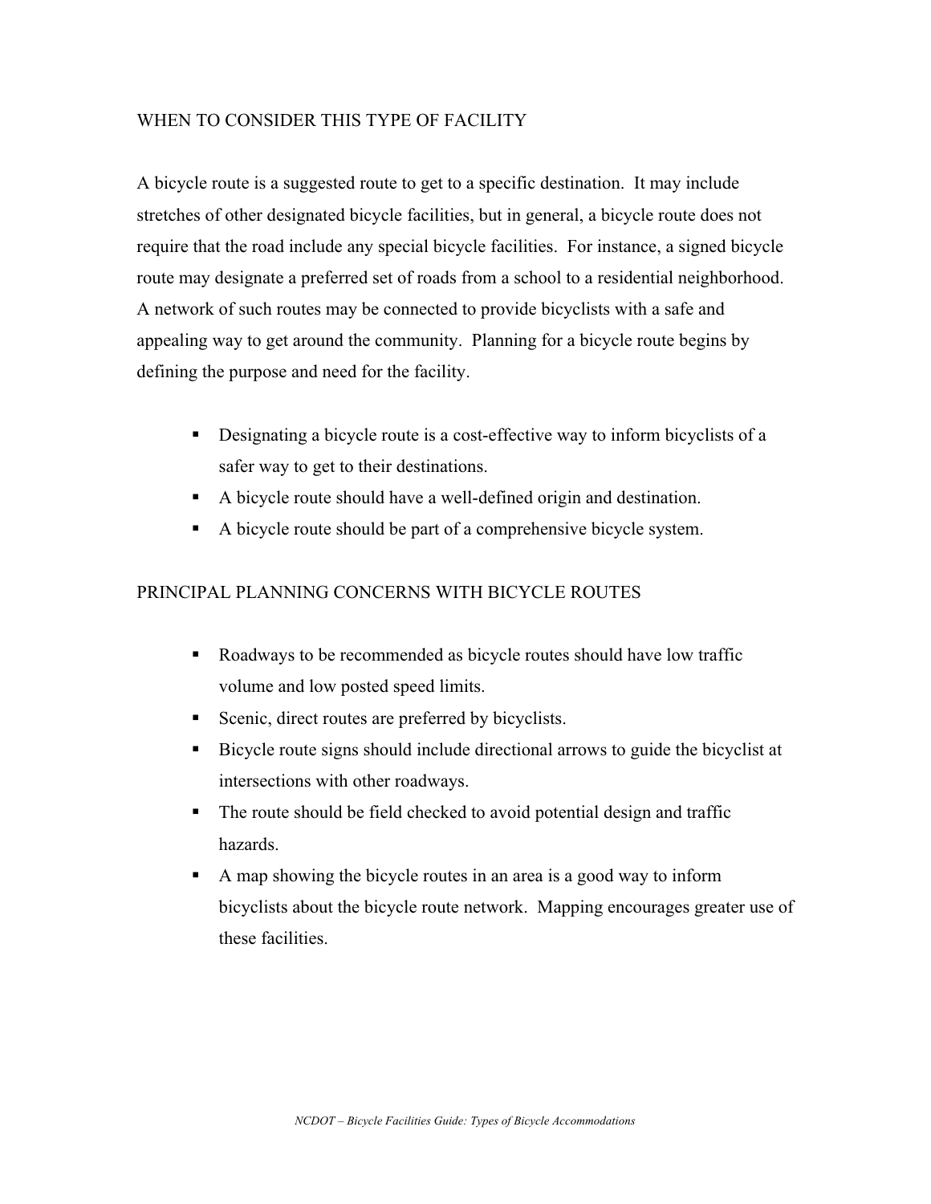## WHEN TO CONSIDER THIS TYPE OF FACILITY

A bicycle route is a suggested route to get to a specific destination. It may include stretches of other designated bicycle facilities, but in general, a bicycle route does not require that the road include any special bicycle facilities. For instance, a signed bicycle route may designate a preferred set of roads from a school to a residential neighborhood. A network of such routes may be connected to provide bicyclists with a safe and appealing way to get around the community. Planning for a bicycle route begins by defining the purpose and need for the facility.

- Designating a bicycle route is a cost-effective way to inform bicyclists of a safer way to get to their destinations.
- A bicycle route should have a well-defined origin and destination.
- A bicycle route should be part of a comprehensive bicycle system.

## PRINCIPAL PLANNING CONCERNS WITH BICYCLE ROUTES

- Roadways to be recommended as bicycle routes should have low traffic volume and low posted speed limits.
- Scenic, direct routes are preferred by bicyclists.
- Bicycle route signs should include directional arrows to guide the bicyclist at intersections with other roadways.
- The route should be field checked to avoid potential design and traffic hazards.
- A map showing the bicycle routes in an area is a good way to inform bicyclists about the bicycle route network. Mapping encourages greater use of these facilities.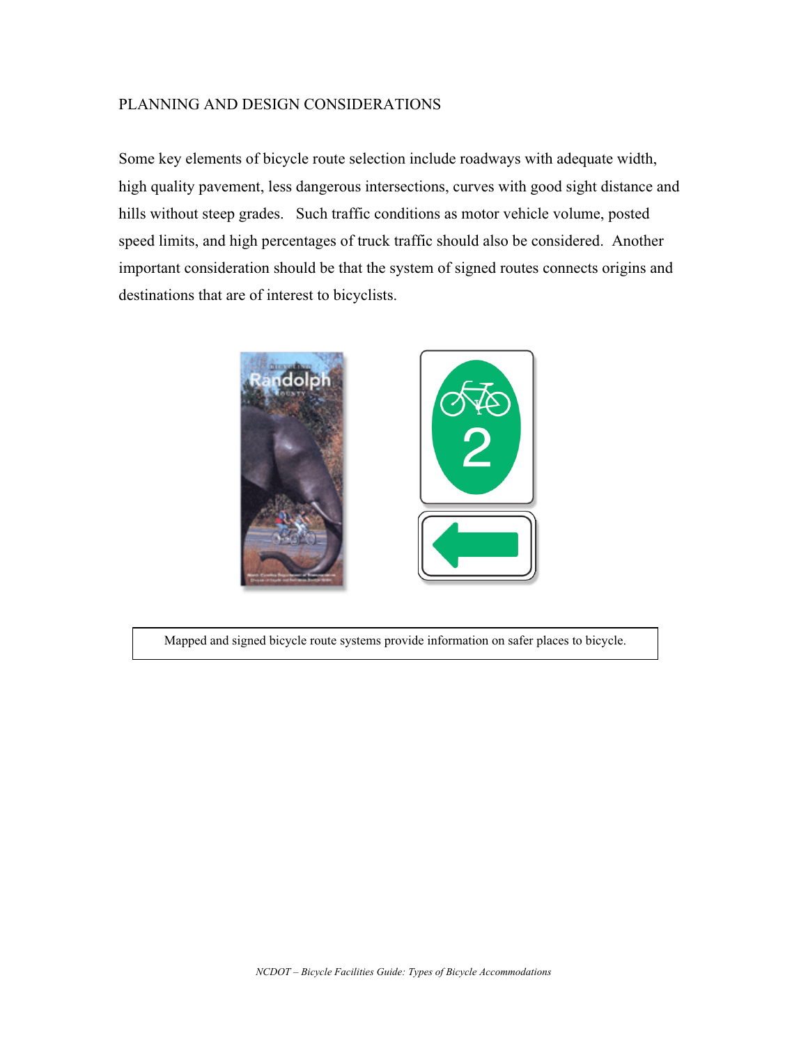## PLANNING AND DESIGN CONSIDERATIONS

Some key elements of bicycle route selection include roadways with adequate width, high quality pavement, less dangerous intersections, curves with good sight distance and hills without steep grades. Such traffic conditions as motor vehicle volume, posted speed limits, and high percentages of truck traffic should also be considered. Another important consideration should be that the system of signed routes connects origins and destinations that are of interest to bicyclists.

Mapped and signed bicycle route systems provide information on safer places to bicycle.